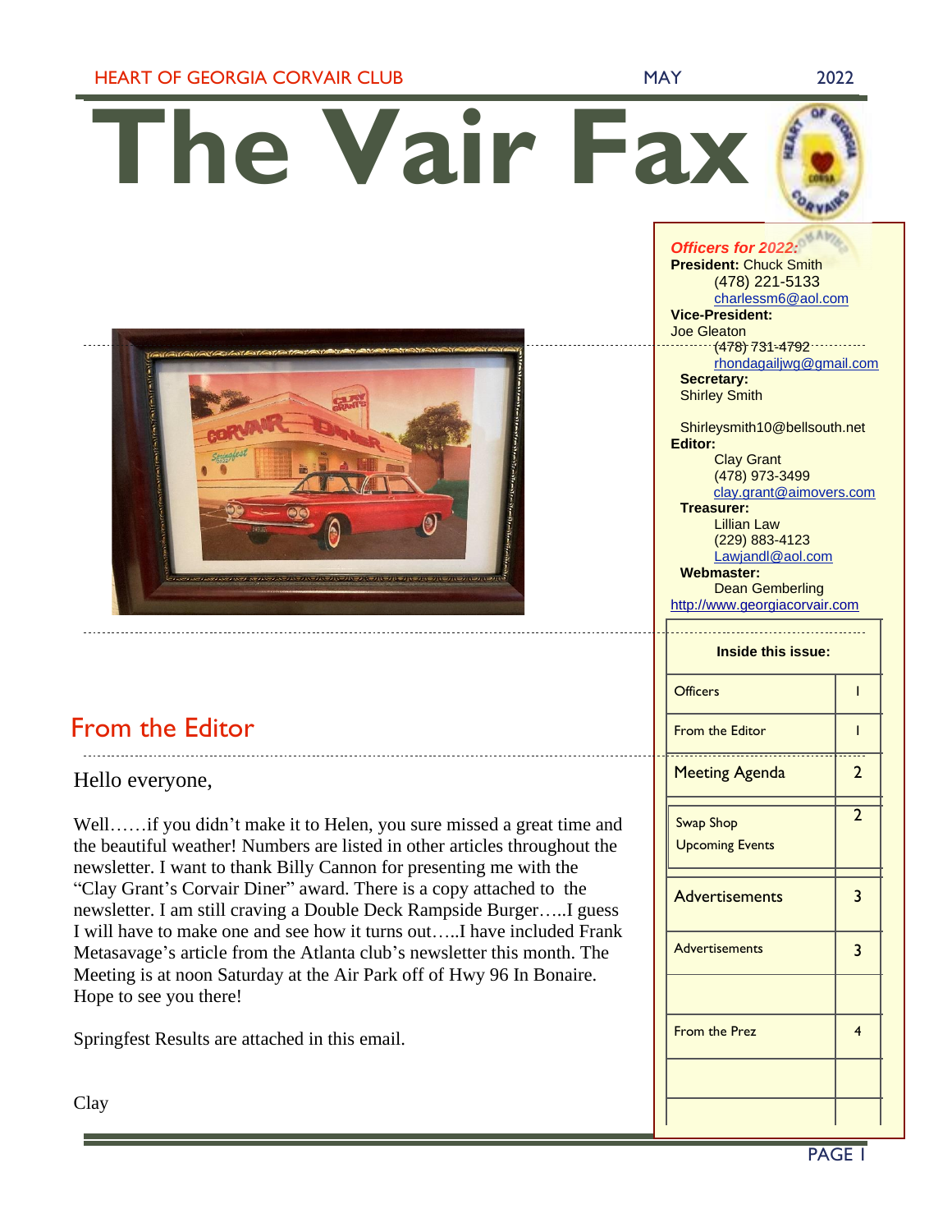# The Vair Fax

HEART OF GEORGIA CORVAIR CLUB — MAY 2022

***Officers for 2022:***

**President:** Chuck Smith
(478) 221-5133
charlessm6@aol.com

**Vice-President:**
Joe Gleaton
(478) 731-4792
rhondagailjwg@gmail.com

**Secretary:**
Shirley Smith

Shirleysmith10@bellsouth.net

**Editor:**
Clay Grant
(478) 973-3499
clay.grant@aimovers.com

**Treasurer:**
Lillian Law
(229) 883-4123
Lawjandl@aol.com

**Webmaster:**
Dean Gemberling
http://www.georgiacorvair.com

| Inside this issue: | |
|---|---|
| Officers | 1 |
| From the Editor | 1 |
| Meeting Agenda | 2 |
| Swap Shop<br>Upcoming Events | 2 |
| Advertisements | 3 |
| Advertisements | 3 |
| | |
| From the Prez | 4 |
| | |
| | |

## From the Editor

Hello everyone,

Well……if you didn't make it to Helen, you sure missed a great time and the beautiful weather! Numbers are listed in other articles throughout the newsletter. I want to thank Billy Cannon for presenting me with the "Clay Grant's Corvair Diner" award. There is a copy attached to the newsletter. I am still craving a Double Deck Rampside Burger…..I guess I will have to make one and see how it turns out…..I have included Frank Metasavage's article from the Atlanta club's newsletter this month. The Meeting is at noon Saturday at the Air Park off of Hwy 96 In Bonaire. Hope to see you there!

Springfest Results are attached in this email.

Clay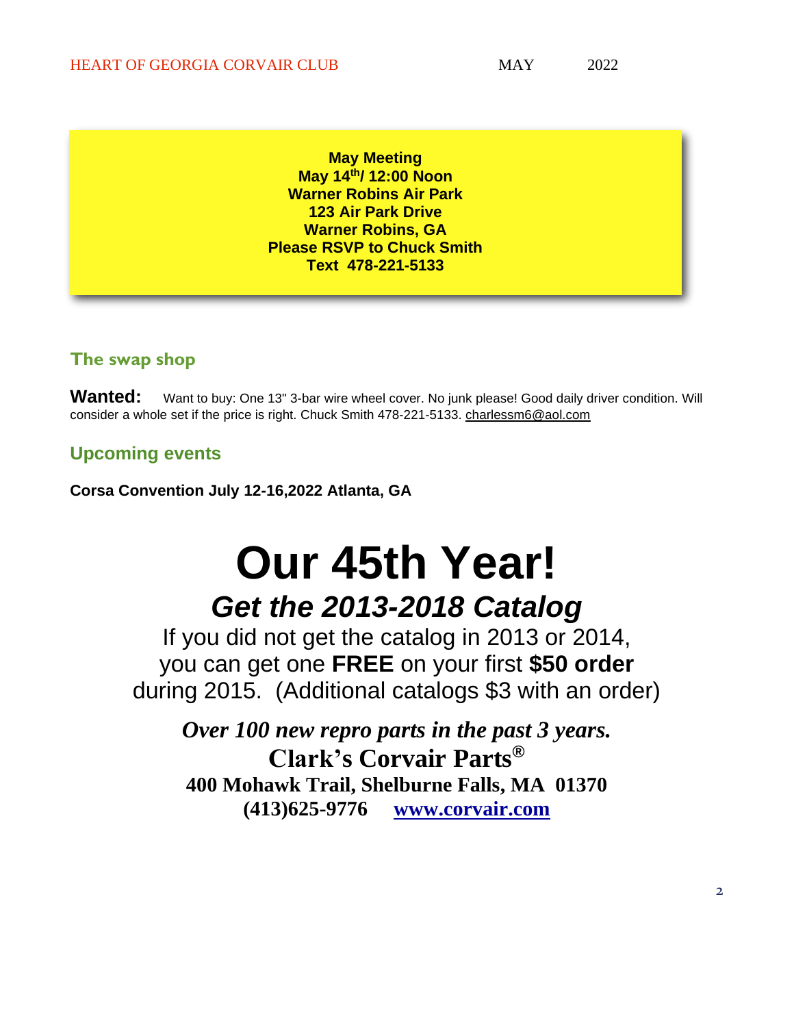**May Meeting**
**May 14th/ 12:00 Noon**
**Warner Robins Air Park**
**123 Air Park Drive**
**Warner Robins, GA**
**Please RSVP to Chuck Smith**
**Text 478-221-5133**

## The swap shop

**Wanted:** Want to buy: One 13" 3-bar wire wheel cover. No junk please! Good daily driver condition. Will consider a whole set if the price is right. Chuck Smith 478-221-5133. charlessm6@aol.com

## Upcoming events

**Corsa Convention July 12-16,2022 Atlanta, GA**

# Our 45th Year!

## *Get the 2013-2018 Catalog*

If you did not get the catalog in 2013 or 2014, you can get one **FREE** on your first **$50 order** during 2015. (Additional catalogs $3 with an order)

***Over 100 new repro parts in the past 3 years.***

**Clark's Corvair Parts®**
**400 Mohawk Trail, Shelburne Falls, MA 01370**
**(413)625-9776 www.corvair.com**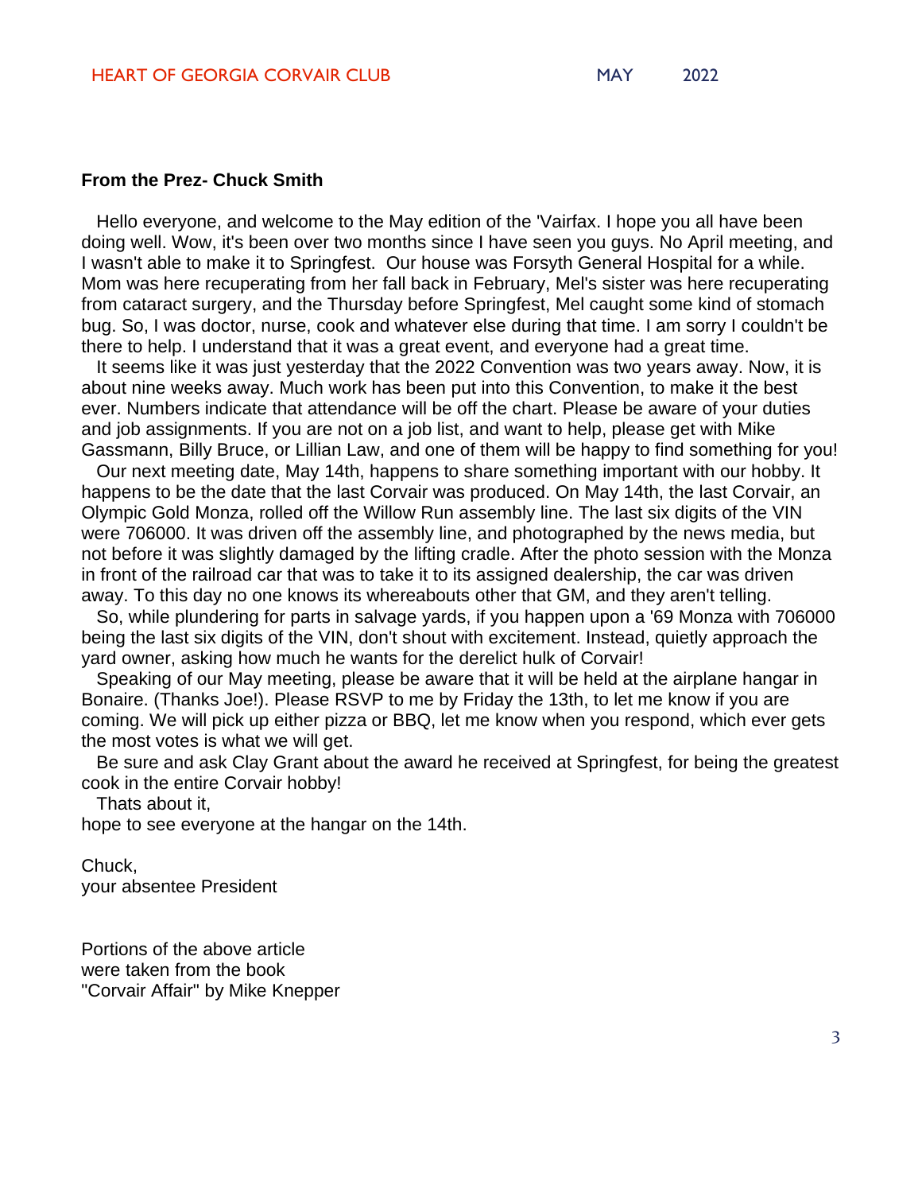### From the Prez- Chuck Smith

Hello everyone, and welcome to the May edition of the 'Vairfax. I hope you all have been doing well. Wow, it's been over two months since I have seen you guys. No April meeting, and I wasn't able to make it to Springfest. Our house was Forsyth General Hospital for a while. Mom was here recuperating from her fall back in February, Mel's sister was here recuperating from cataract surgery, and the Thursday before Springfest, Mel caught some kind of stomach bug. So, I was doctor, nurse, cook and whatever else during that time. I am sorry I couldn't be there to help. I understand that it was a great event, and everyone had a great time.

It seems like it was just yesterday that the 2022 Convention was two years away. Now, it is about nine weeks away. Much work has been put into this Convention, to make it the best ever. Numbers indicate that attendance will be off the chart. Please be aware of your duties and job assignments. If you are not on a job list, and want to help, please get with Mike Gassmann, Billy Bruce, or Lillian Law, and one of them will be happy to find something for you!

Our next meeting date, May 14th, happens to share something important with our hobby. It happens to be the date that the last Corvair was produced. On May 14th, the last Corvair, an Olympic Gold Monza, rolled off the Willow Run assembly line. The last six digits of the VIN were 706000. It was driven off the assembly line, and photographed by the news media, but not before it was slightly damaged by the lifting cradle. After the photo session with the Monza in front of the railroad car that was to take it to its assigned dealership, the car was driven away. To this day no one knows its whereabouts other that GM, and they aren't telling.

So, while plundering for parts in salvage yards, if you happen upon a '69 Monza with 706000 being the last six digits of the VIN, don't shout with excitement. Instead, quietly approach the yard owner, asking how much he wants for the derelict hulk of Corvair!

Speaking of our May meeting, please be aware that it will be held at the airplane hangar in Bonaire. (Thanks Joe!). Please RSVP to me by Friday the 13th, to let me know if you are coming. We will pick up either pizza or BBQ, let me know when you respond, which ever gets the most votes is what we will get.

Be sure and ask Clay Grant about the award he received at Springfest, for being the greatest cook in the entire Corvair hobby!

Thats about it,
hope to see everyone at the hangar on the 14th.

Chuck,
your absentee President

Portions of the above article
were taken from the book
"Corvair Affair" by Mike Knepper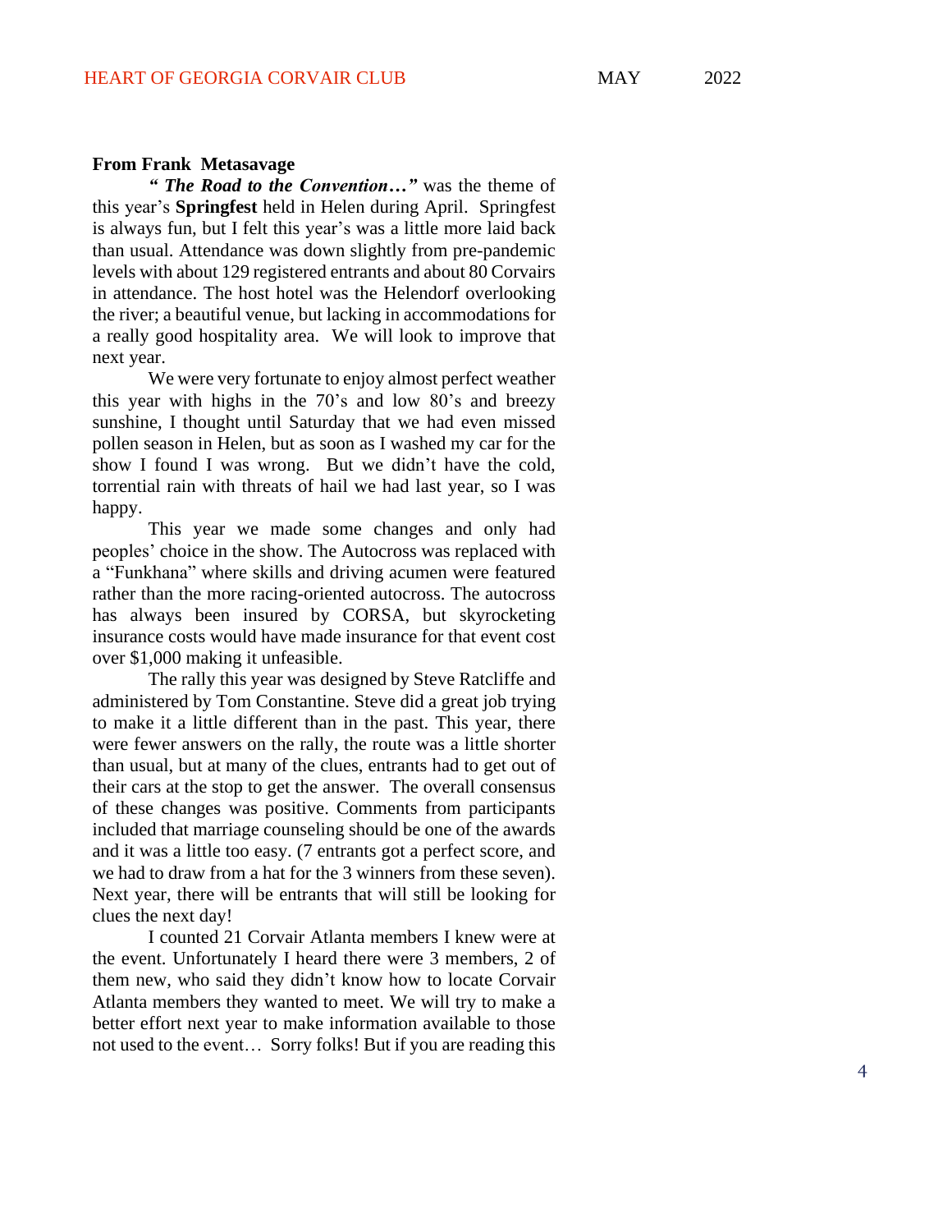**From Frank Metasavage**

***" The Road to the Convention…"*** was the theme of this year's **Springfest** held in Helen during April. Springfest is always fun, but I felt this year's was a little more laid back than usual. Attendance was down slightly from pre-pandemic levels with about 129 registered entrants and about 80 Corvairs in attendance. The host hotel was the Helendorf overlooking the river; a beautiful venue, but lacking in accommodations for a really good hospitality area. We will look to improve that next year.

We were very fortunate to enjoy almost perfect weather this year with highs in the 70's and low 80's and breezy sunshine, I thought until Saturday that we had even missed pollen season in Helen, but as soon as I washed my car for the show I found I was wrong. But we didn't have the cold, torrential rain with threats of hail we had last year, so I was happy.

This year we made some changes and only had peoples' choice in the show. The Autocross was replaced with a "Funkhana" where skills and driving acumen were featured rather than the more racing-oriented autocross. The autocross has always been insured by CORSA, but skyrocketing insurance costs would have made insurance for that event cost over $1,000 making it unfeasible.

The rally this year was designed by Steve Ratcliffe and administered by Tom Constantine. Steve did a great job trying to make it a little different than in the past. This year, there were fewer answers on the rally, the route was a little shorter than usual, but at many of the clues, entrants had to get out of their cars at the stop to get the answer. The overall consensus of these changes was positive. Comments from participants included that marriage counseling should be one of the awards and it was a little too easy. (7 entrants got a perfect score, and we had to draw from a hat for the 3 winners from these seven). Next year, there will be entrants that will still be looking for clues the next day!

I counted 21 Corvair Atlanta members I knew were at the event. Unfortunately I heard there were 3 members, 2 of them new, who said they didn't know how to locate Corvair Atlanta members they wanted to meet. We will try to make a better effort next year to make information available to those not used to the event… Sorry folks! But if you are reading this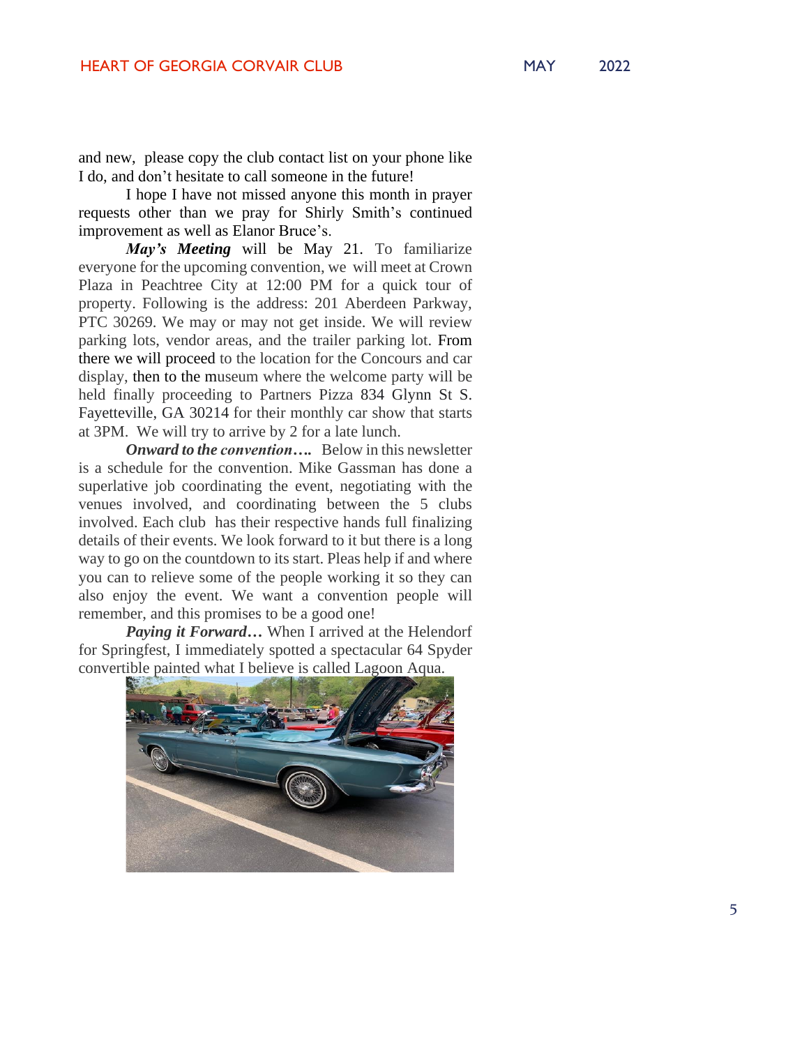and new, please copy the club contact list on your phone like I do, and don't hesitate to call someone in the future!

I hope I have not missed anyone this month in prayer requests other than we pray for Shirly Smith's continued improvement as well as Elanor Bruce's.

***May's Meeting*** will be May 21. To familiarize everyone for the upcoming convention, we will meet at Crown Plaza in Peachtree City at 12:00 PM for a quick tour of property. Following is the address: 201 Aberdeen Parkway, PTC 30269. We may or may not get inside. We will review parking lots, vendor areas, and the trailer parking lot. From there we will proceed to the location for the Concours and car display, then to the museum where the welcome party will be held finally proceeding to Partners Pizza 834 Glynn St S. Fayetteville, GA 30214 for their monthly car show that starts at 3PM. We will try to arrive by 2 for a late lunch.

***Onward to the convention….*** Below in this newsletter is a schedule for the convention. Mike Gassman has done a superlative job coordinating the event, negotiating with the venues involved, and coordinating between the 5 clubs involved. Each club has their respective hands full finalizing details of their events. We look forward to it but there is a long way to go on the countdown to its start. Pleas help if and where you can to relieve some of the people working it so they can also enjoy the event. We want a convention people will remember, and this promises to be a good one!

***Paying it Forward…*** When I arrived at the Helendorf for Springfest, I immediately spotted a spectacular 64 Spyder convertible painted what I believe is called Lagoon Aqua.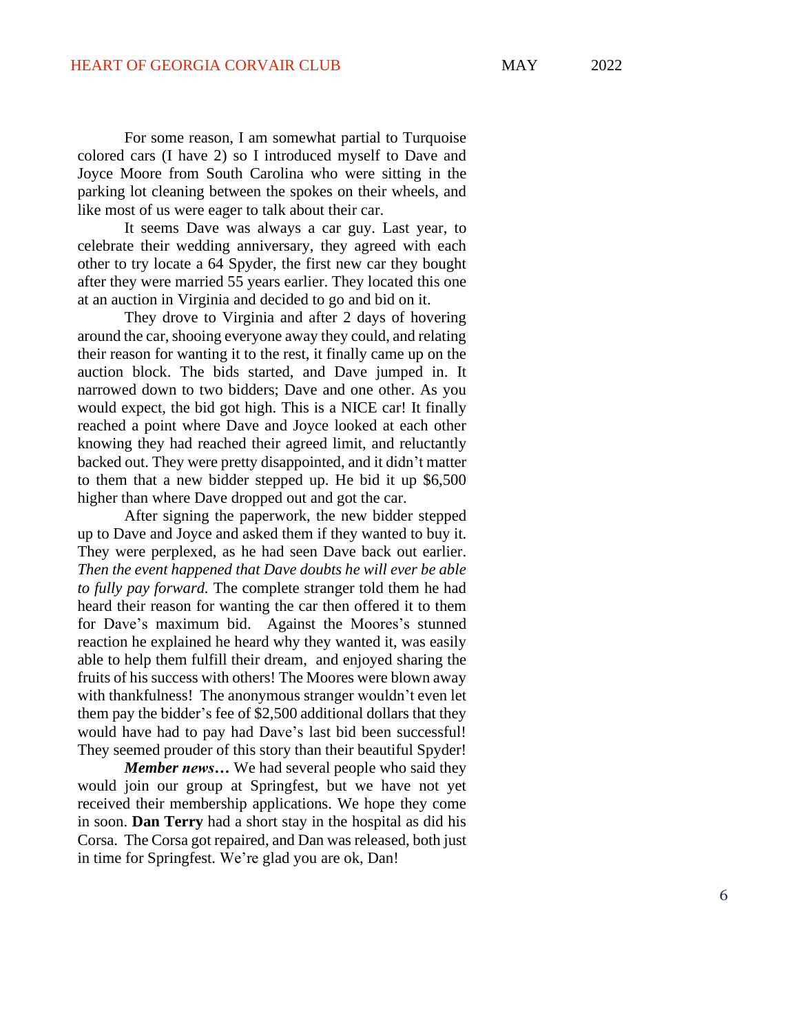For some reason, I am somewhat partial to Turquoise colored cars (I have 2) so I introduced myself to Dave and Joyce Moore from South Carolina who were sitting in the parking lot cleaning between the spokes on their wheels, and like most of us were eager to talk about their car.

It seems Dave was always a car guy. Last year, to celebrate their wedding anniversary, they agreed with each other to try locate a 64 Spyder, the first new car they bought after they were married 55 years earlier. They located this one at an auction in Virginia and decided to go and bid on it.

They drove to Virginia and after 2 days of hovering around the car, shooing everyone away they could, and relating their reason for wanting it to the rest, it finally came up on the auction block. The bids started, and Dave jumped in. It narrowed down to two bidders; Dave and one other. As you would expect, the bid got high. This is a NICE car! It finally reached a point where Dave and Joyce looked at each other knowing they had reached their agreed limit, and reluctantly backed out. They were pretty disappointed, and it didn't matter to them that a new bidder stepped up. He bid it up $6,500 higher than where Dave dropped out and got the car.

After signing the paperwork, the new bidder stepped up to Dave and Joyce and asked them if they wanted to buy it. They were perplexed, as he had seen Dave back out earlier. *Then the event happened that Dave doubts he will ever be able to fully pay forward.* The complete stranger told them he had heard their reason for wanting the car then offered it to them for Dave's maximum bid. Against the Moores's stunned reaction he explained he heard why they wanted it, was easily able to help them fulfill their dream, and enjoyed sharing the fruits of his success with others! The Moores were blown away with thankfulness! The anonymous stranger wouldn't even let them pay the bidder's fee of $2,500 additional dollars that they would have had to pay had Dave's last bid been successful! They seemed prouder of this story than their beautiful Spyder!

***Member news…*** We had several people who said they would join our group at Springfest, but we have not yet received their membership applications. We hope they come in soon. **Dan Terry** had a short stay in the hospital as did his Corsa. The Corsa got repaired, and Dan was released, both just in time for Springfest. We're glad you are ok, Dan!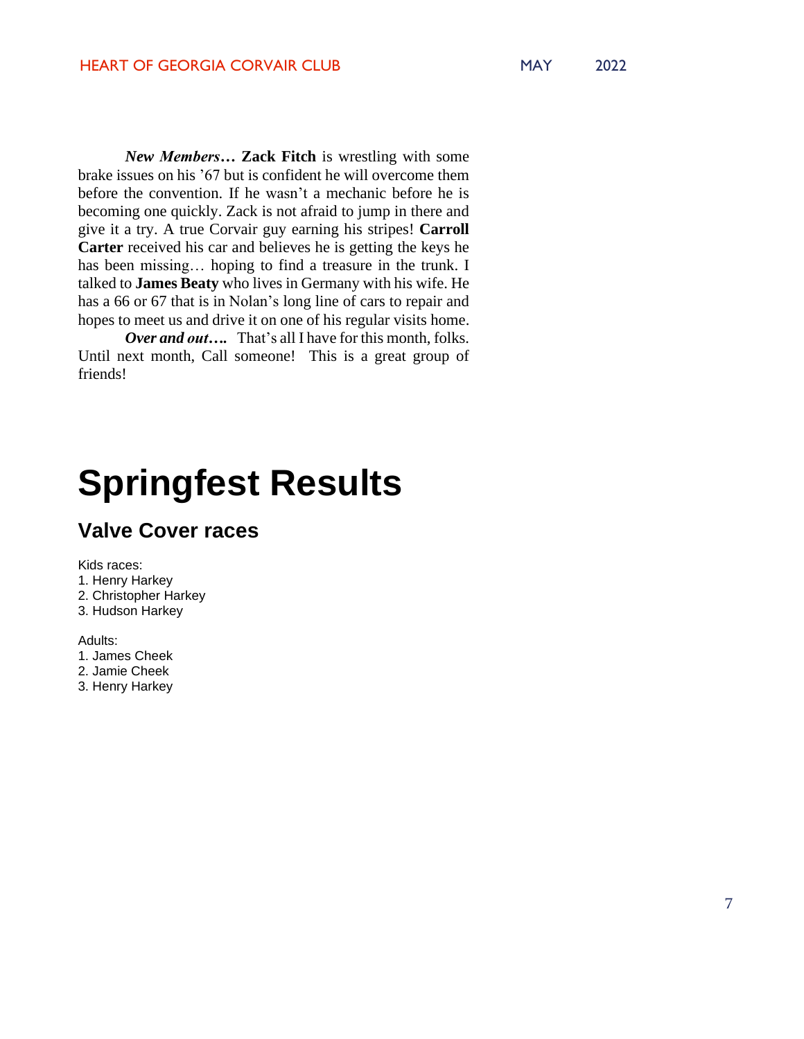***New Members…*** **Zack Fitch** is wrestling with some brake issues on his '67 but is confident he will overcome them before the convention. If he wasn't a mechanic before he is becoming one quickly. Zack is not afraid to jump in there and give it a try. A true Corvair guy earning his stripes! **Carroll Carter** received his car and believes he is getting the keys he has been missing… hoping to find a treasure in the trunk. I talked to **James Beaty** who lives in Germany with his wife. He has a 66 or 67 that is in Nolan's long line of cars to repair and hopes to meet us and drive it on one of his regular visits home.

***Over and out….*** That's all I have for this month, folks. Until next month, Call someone! This is a great group of friends!

# Springfest Results

## Valve Cover races

Kids races:

1. Henry Harkey
2. Christopher Harkey
3. Hudson Harkey

Adults:

1. James Cheek
2. Jamie Cheek
3. Henry Harkey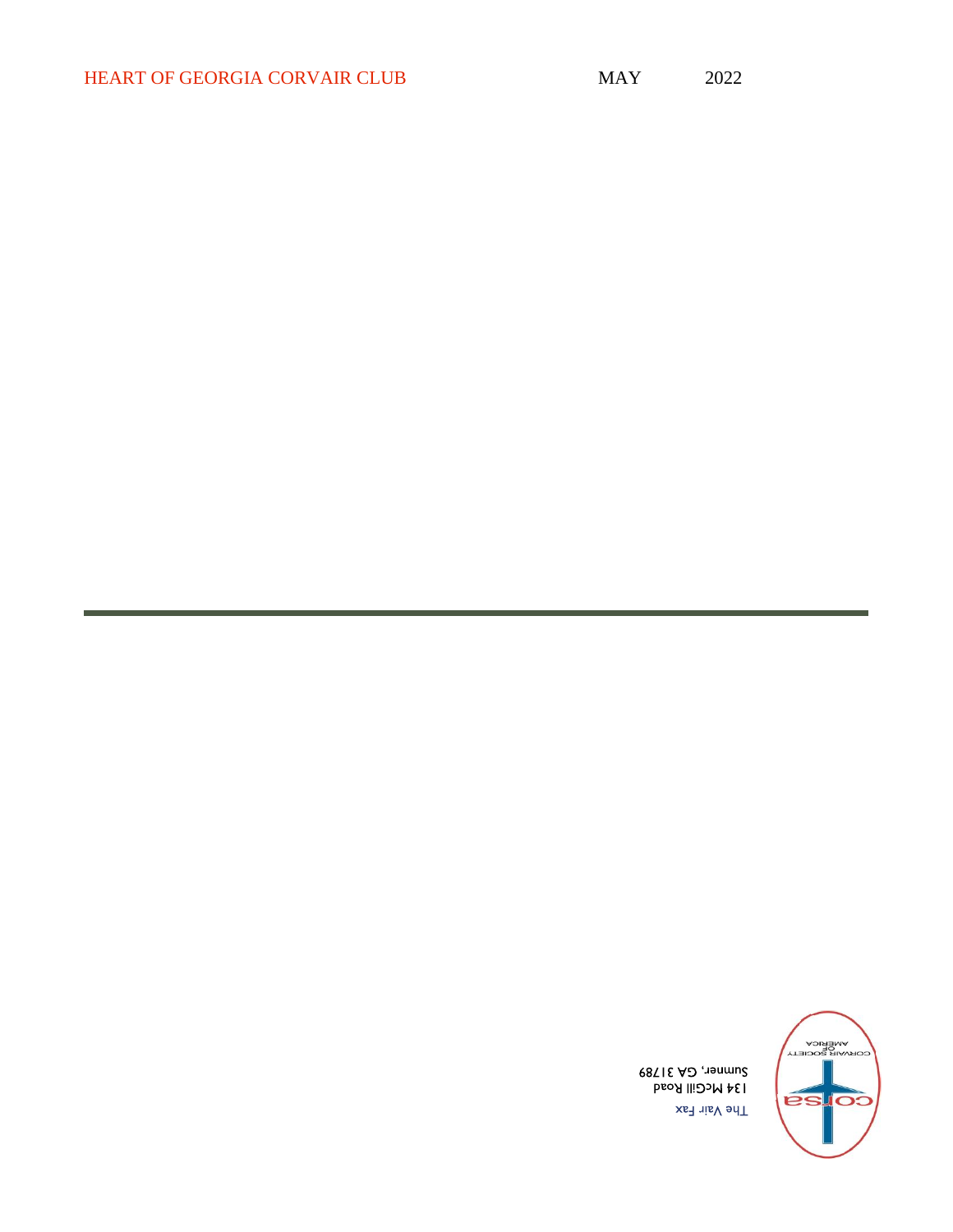HEART OF GEORGIA CORVAIR CLUB MAY 2022

---

The Vair Fax
134 McGill Road
Sumner, GA 31789

CORVAIR SOCIETY OF AMERICA

corsa